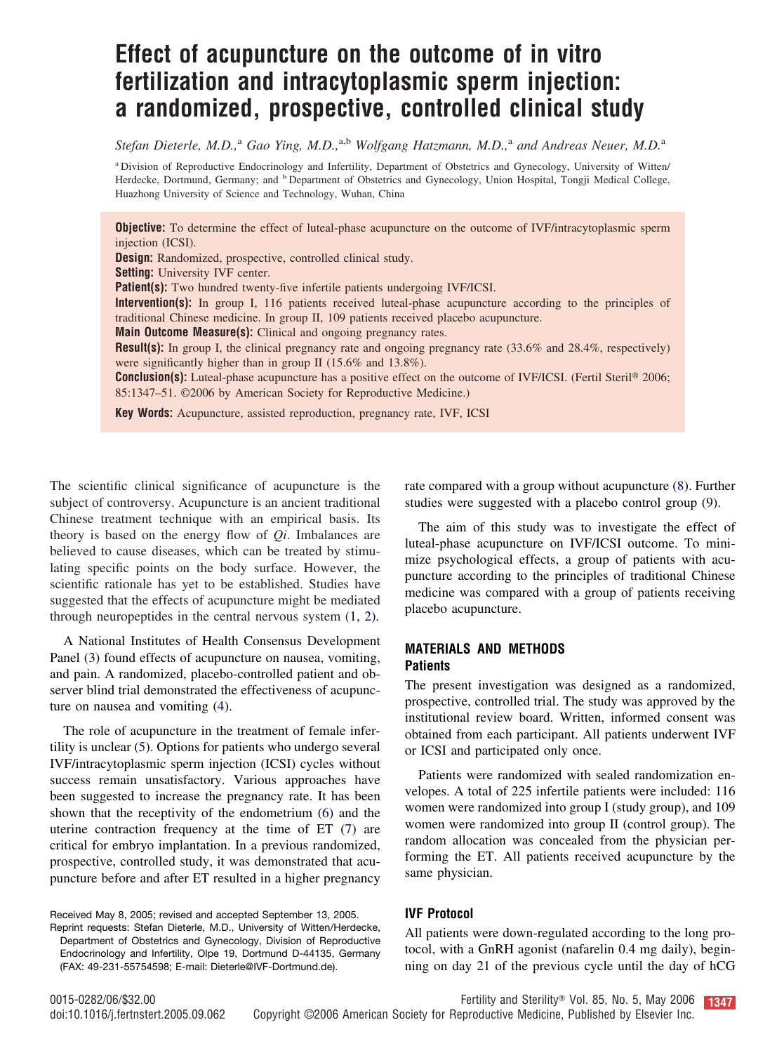# Effect of acupuncture on the outcome of in vitro fertilization and intracytoplasmic sperm injection: a randomized, prospective, controlled clinical study

*Stefan Dieterle, M.D.,*[a] *Gao Ying, M.D.,*[a,b] *Wolfgang Hatzmann, M.D.,*[a] *and Andreas Neuer, M.D.*[a]

[a] Division of Reproductive Endocrinology and Infertility, Department of Obstetrics and Gynecology, University of Witten/Herdecke, Dortmund, Germany; and [b] Department of Obstetrics and Gynecology, Union Hospital, Tongji Medical College, Huazhong University of Science and Technology, Wuhan, China

**Objective:** To determine the effect of luteal-phase acupuncture on the outcome of IVF/intracytoplasmic sperm injection (ICSI).

**Design:** Randomized, prospective, controlled clinical study.

**Setting:** University IVF center.

**Patient(s):** Two hundred twenty-five infertile patients undergoing IVF/ICSI.

**Intervention(s):** In group I, 116 patients received luteal-phase acupuncture according to the principles of traditional Chinese medicine. In group II, 109 patients received placebo acupuncture.

**Main Outcome Measure(s):** Clinical and ongoing pregnancy rates.

**Result(s):** In group I, the clinical pregnancy rate and ongoing pregnancy rate (33.6% and 28.4%, respectively) were significantly higher than in group II (15.6% and 13.8%).

**Conclusion(s):** Luteal-phase acupuncture has a positive effect on the outcome of IVF/ICSI. (Fertil Steril® 2006; 85:1347–51. ©2006 by American Society for Reproductive Medicine.)

**Key Words:** Acupuncture, assisted reproduction, pregnancy rate, IVF, ICSI

The scientific clinical significance of acupuncture is the subject of controversy. Acupuncture is an ancient traditional Chinese treatment technique with an empirical basis. Its theory is based on the energy flow of *Qi*. Imbalances are believed to cause diseases, which can be treated by stimulating specific points on the body surface. However, the scientific rationale has yet to be established. Studies have suggested that the effects of acupuncture might be mediated through neuropeptides in the central nervous system (1, 2).

A National Institutes of Health Consensus Development Panel (3) found effects of acupuncture on nausea, vomiting, and pain. A randomized, placebo-controlled patient and observer blind trial demonstrated the effectiveness of acupuncture on nausea and vomiting (4).

The role of acupuncture in the treatment of female infertility is unclear (5). Options for patients who undergo several IVF/intracytoplasmic sperm injection (ICSI) cycles without success remain unsatisfactory. Various approaches have been suggested to increase the pregnancy rate. It has been shown that the receptivity of the endometrium (6) and the uterine contraction frequency at the time of ET (7) are critical for embryo implantation. In a previous randomized, prospective, controlled study, it was demonstrated that acupuncture before and after ET resulted in a higher pregnancy rate compared with a group without acupuncture (8). Further studies were suggested with a placebo control group (9).

The aim of this study was to investigate the effect of luteal-phase acupuncture on IVF/ICSI outcome. To minimize psychological effects, a group of patients with acupuncture according to the principles of traditional Chinese medicine was compared with a group of patients receiving placebo acupuncture.

## MATERIALS AND METHODS

### Patients

The present investigation was designed as a randomized, prospective, controlled trial. The study was approved by the institutional review board. Written, informed consent was obtained from each participant. All patients underwent IVF or ICSI and participated only once.

Patients were randomized with sealed randomization envelopes. A total of 225 infertile patients were included: 116 women were randomized into group I (study group), and 109 women were randomized into group II (control group). The random allocation was concealed from the physician performing the ET. All patients received acupuncture by the same physician.

### IVF Protocol

All patients were down-regulated according to the long protocol, with a GnRH agonist (nafarelin 0.4 mg daily), beginning on day 21 of the previous cycle until the day of hCG

Received May 8, 2005; revised and accepted September 13, 2005.

Reprint requests: Stefan Dieterle, M.D., University of Witten/Herdecke, Department of Obstetrics and Gynecology, Division of Reproductive Endocrinology and Infertility, Olpe 19, Dortmund D-44135, Germany (FAX: 49-231-55754598; E-mail: Dieterle@IVF-Dortmund.de).

0015-0282/06/$32.00
doi:10.1016/j.fertnstert.2005.09.062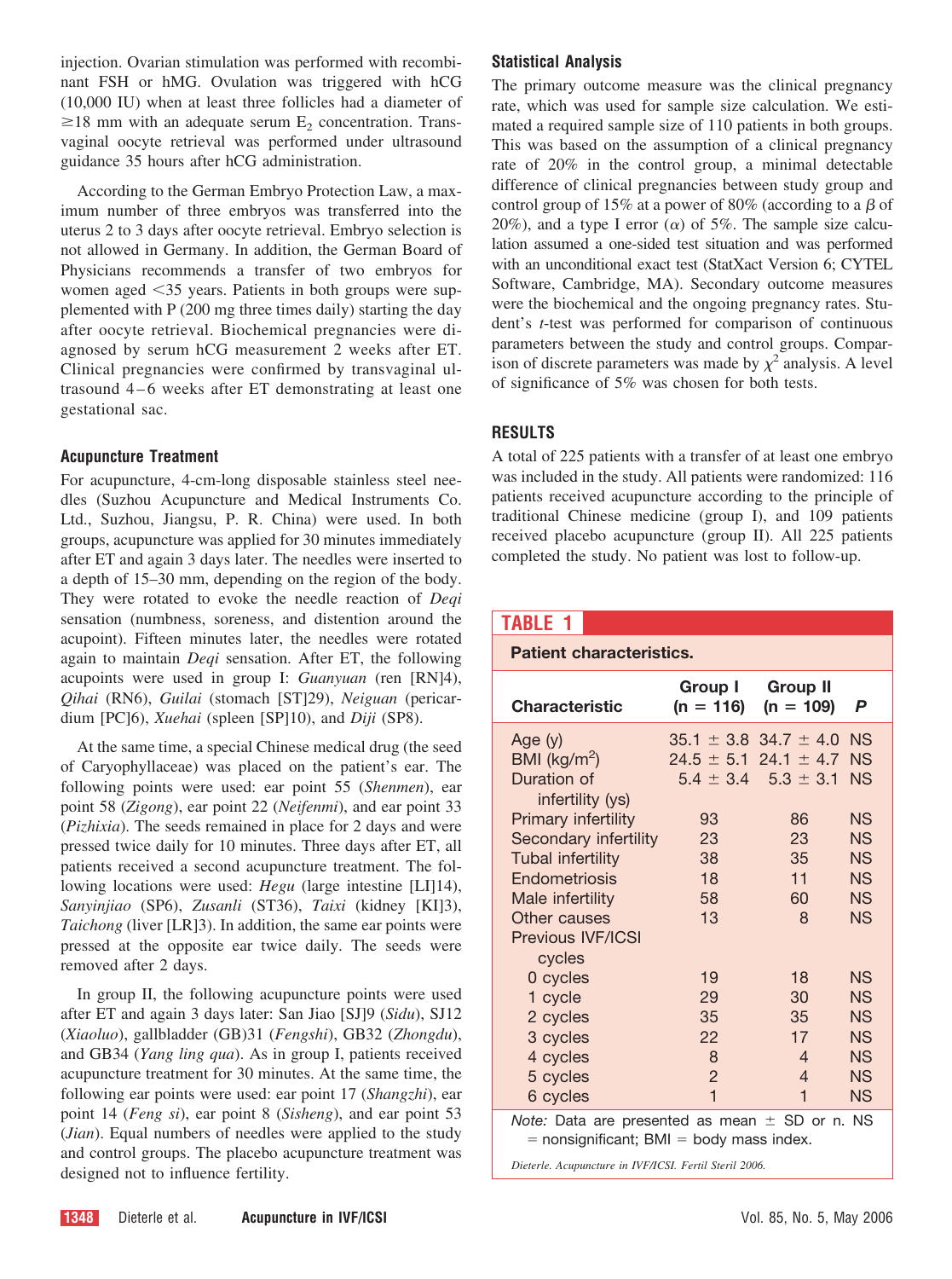injection. Ovarian stimulation was performed with recombinant FSH or hMG. Ovulation was triggered with hCG (10,000 IU) when at least three follicles had a diameter of ≥18 mm with an adequate serum $E_2$ concentration. Transvaginal oocyte retrieval was performed under ultrasound guidance 35 hours after hCG administration.

According to the German Embryo Protection Law, a maximum number of three embryos was transferred into the uterus 2 to 3 days after oocyte retrieval. Embryo selection is not allowed in Germany. In addition, the German Board of Physicians recommends a transfer of two embryos for women aged <35 years. Patients in both groups were supplemented with P (200 mg three times daily) starting the day after oocyte retrieval. Biochemical pregnancies were diagnosed by serum hCG measurement 2 weeks after ET. Clinical pregnancies were confirmed by transvaginal ultrasound 4–6 weeks after ET demonstrating at least one gestational sac.

### Acupuncture Treatment

For acupuncture, 4-cm-long disposable stainless steel needles (Suzhou Acupuncture and Medical Instruments Co. Ltd., Suzhou, Jiangsu, P. R. China) were used. In both groups, acupuncture was applied for 30 minutes immediately after ET and again 3 days later. The needles were inserted to a depth of 15–30 mm, depending on the region of the body. They were rotated to evoke the needle reaction of *Deqi* sensation (numbness, soreness, and distention around the acupoint). Fifteen minutes later, the needles were rotated again to maintain *Deqi* sensation. After ET, the following acupoints were used in group I: *Guanyuan* (ren [RN]4), *Qihai* (RN6), *Guilai* (stomach [ST]29), *Neiguan* (pericardium [PC]6), *Xuehai* (spleen [SP]10), and *Diji* (SP8).

At the same time, a special Chinese medical drug (the seed of Caryophyllaceae) was placed on the patient's ear. The following points were used: ear point 55 (*Shenmen*), ear point 58 (*Zigong*), ear point 22 (*Neifenmi*), and ear point 33 (*Pizhixia*). The seeds remained in place for 2 days and were pressed twice daily for 10 minutes. Three days after ET, all patients received a second acupuncture treatment. The following locations were used: *Hegu* (large intestine [LI]14), *Sanyinjiao* (SP6), *Zusanli* (ST36), *Taixi* (kidney [KI]3), *Taichong* (liver [LR]3). In addition, the same ear points were pressed at the opposite ear twice daily. The seeds were removed after 2 days.

In group II, the following acupuncture points were used after ET and again 3 days later: San Jiao [SJ]9 (*Sidu*), SJ12 (*Xiaoluo*), gallbladder (GB)31 (*Fengshi*), GB32 (*Zhongdu*), and GB34 (*Yang ling qua*). As in group I, patients received acupuncture treatment for 30 minutes. At the same time, the following ear points were used: ear point 17 (*Shangzhi*), ear point 14 (*Feng si*), ear point 8 (*Sisheng*), and ear point 53 (*Jian*). Equal numbers of needles were applied to the study and control groups. The placebo acupuncture treatment was designed not to influence fertility.

### Statistical Analysis

The primary outcome measure was the clinical pregnancy rate, which was used for sample size calculation. We estimated a required sample size of 110 patients in both groups. This was based on the assumption of a clinical pregnancy rate of 20% in the control group, a minimal detectable difference of clinical pregnancies between study group and control group of 15% at a power of 80% (according to a $\beta$ of 20%), and a type I error ($\alpha$) of 5%. The sample size calculation assumed a one-sided test situation and was performed with an unconditional exact test (StatXact Version 6; CYTEL Software, Cambridge, MA). Secondary outcome measures were the biochemical and the ongoing pregnancy rates. Student's *t*-test was performed for comparison of continuous parameters between the study and control groups. Comparison of discrete parameters was made by $\chi^2$ analysis. A level of significance of 5% was chosen for both tests.

## RESULTS

A total of 225 patients with a transfer of at least one embryo was included in the study. All patients were randomized: 116 patients received acupuncture according to the principle of traditional Chinese medicine (group I), and 109 patients received placebo acupuncture (group II). All 225 patients completed the study. No patient was lost to follow-up.

**TABLE 1**

**Patient characteristics.**

| Characteristic | Group I (n = 116) | Group II (n = 109) | P |
|---|---|---|---|
| Age (y) | 35.1 ± 3.8 | 34.7 ± 4.0 | NS |
| BMI (kg/m$^2$) | 24.5 ± 5.1 | 24.1 ± 4.7 | NS |
| Duration of infertility (ys) | 5.4 ± 3.4 | 5.3 ± 3.1 | NS |
| Primary infertility | 93 | 86 | NS |
| Secondary infertility | 23 | 23 | NS |
| Tubal infertility | 38 | 35 | NS |
| Endometriosis | 18 | 11 | NS |
| Male infertility | 58 | 60 | NS |
| Other causes | 13 | 8 | NS |
| Previous IVF/ICSI cycles | | | |
| 0 cycles | 19 | 18 | NS |
| 1 cycle | 29 | 30 | NS |
| 2 cycles | 35 | 35 | NS |
| 3 cycles | 22 | 17 | NS |
| 4 cycles | 8 | 4 | NS |
| 5 cycles | 2 | 4 | NS |
| 6 cycles | 1 | 1 | NS |

*Note:* Data are presented as mean ± SD or n. NS = nonsignificant; BMI = body mass index.

Dieterle. Acupuncture in IVF/ICSI. Fertil Steril 2006.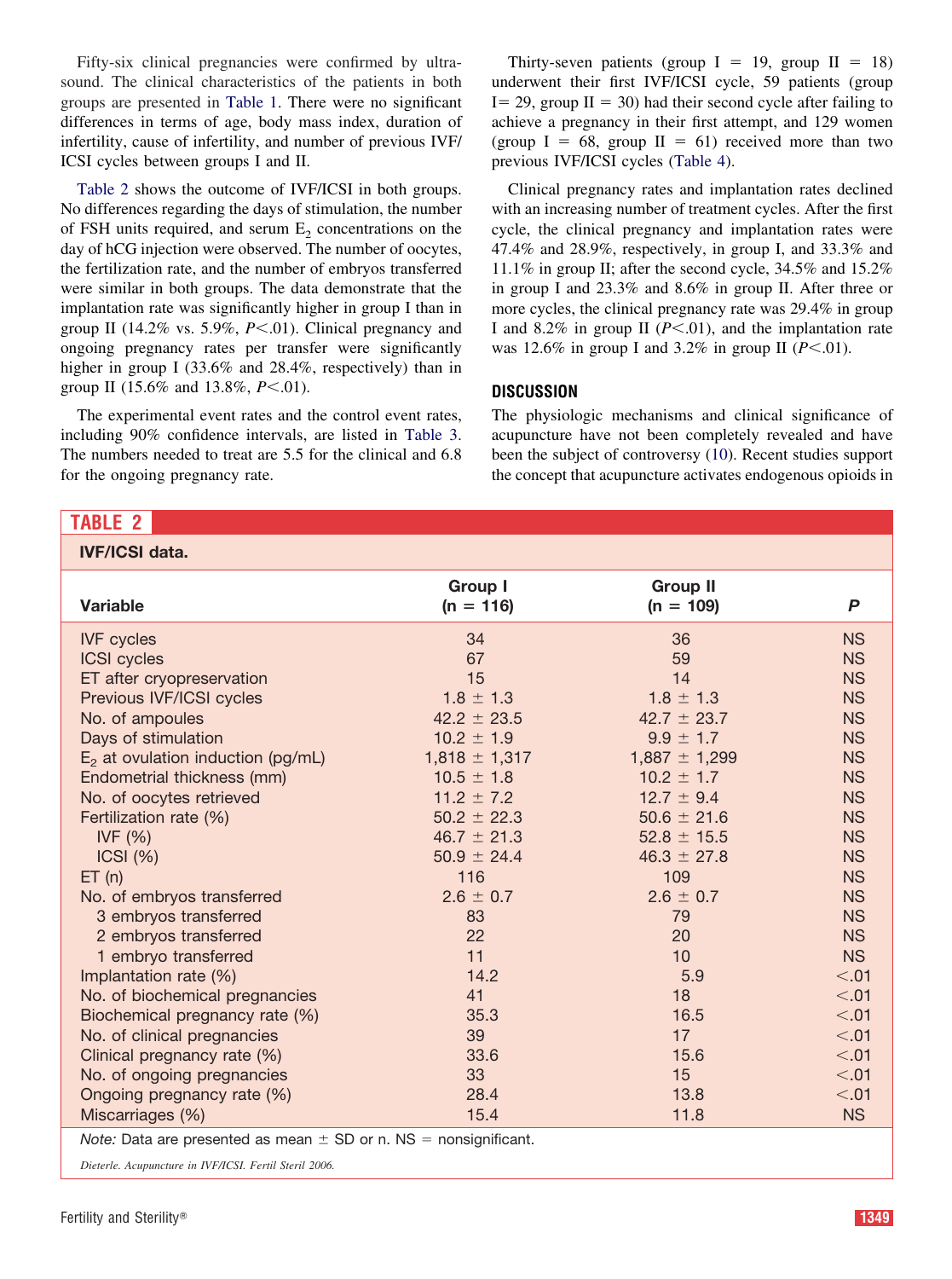Fifty-six clinical pregnancies were confirmed by ultrasound. The clinical characteristics of the patients in both groups are presented in Table 1. There were no significant differences in terms of age, body mass index, duration of infertility, cause of infertility, and number of previous IVF/ICSI cycles between groups I and II.

Table 2 shows the outcome of IVF/ICSI in both groups. No differences regarding the days of stimulation, the number of FSH units required, and serum $E_2$ concentrations on the day of hCG injection were observed. The number of oocytes, the fertilization rate, and the number of embryos transferred were similar in both groups. The data demonstrate that the implantation rate was significantly higher in group I than in group II (14.2% vs. 5.9%, $P<.01$). Clinical pregnancy and ongoing pregnancy rates per transfer were significantly higher in group I (33.6% and 28.4%, respectively) than in group II (15.6% and 13.8%, $P<.01$).

The experimental event rates and the control event rates, including 90% confidence intervals, are listed in Table 3. The numbers needed to treat are 5.5 for the clinical and 6.8 for the ongoing pregnancy rate.

Thirty-seven patients (group I = 19, group II = 18) underwent their first IVF/ICSI cycle, 59 patients (group I= 29, group II = 30) had their second cycle after failing to achieve a pregnancy in their first attempt, and 129 women (group I = 68, group II = 61) received more than two previous IVF/ICSI cycles (Table 4).

Clinical pregnancy rates and implantation rates declined with an increasing number of treatment cycles. After the first cycle, the clinical pregnancy and implantation rates were 47.4% and 28.9%, respectively, in group I, and 33.3% and 11.1% in group II; after the second cycle, 34.5% and 15.2% in group I and 23.3% and 8.6% in group II. After three or more cycles, the clinical pregnancy rate was 29.4% in group I and 8.2% in group II ($P<.01$), and the implantation rate was 12.6% in group I and 3.2% in group II ($P<.01$).

## DISCUSSION

The physiologic mechanisms and clinical significance of acupuncture have not been completely revealed and have been the subject of controversy (10). Recent studies support the concept that acupuncture activates endogenous opioids in

**TABLE 2**

**IVF/ICSI data.**

| Variable | Group I (n = 116) | Group II (n = 109) | P |
|---|---|---|---|
| IVF cycles | 34 | 36 | NS |
| ICSI cycles | 67 | 59 | NS |
| ET after cryopreservation | 15 | 14 | NS |
| Previous IVF/ICSI cycles | 1.8 ± 1.3 | 1.8 ± 1.3 | NS |
| No. of ampoules | 42.2 ± 23.5 | 42.7 ± 23.7 | NS |
| Days of stimulation | 10.2 ± 1.9 | 9.9 ± 1.7 | NS |
| $E_2$ at ovulation induction (pg/mL) | 1,818 ± 1,317 | 1,887 ± 1,299 | NS |
| Endometrial thickness (mm) | 10.5 ± 1.8 | 10.2 ± 1.7 | NS |
| No. of oocytes retrieved | 11.2 ± 7.2 | 12.7 ± 9.4 | NS |
| Fertilization rate (%) | 50.2 ± 22.3 | 50.6 ± 21.6 | NS |
| IVF (%) | 46.7 ± 21.3 | 52.8 ± 15.5 | NS |
| ICSI (%) | 50.9 ± 24.4 | 46.3 ± 27.8 | NS |
| ET (n) | 116 | 109 | NS |
| No. of embryos transferred | 2.6 ± 0.7 | 2.6 ± 0.7 | NS |
| 3 embryos transferred | 83 | 79 | NS |
| 2 embryos transferred | 22 | 20 | NS |
| 1 embryo transferred | 11 | 10 | NS |
| Implantation rate (%) | 14.2 | 5.9 | <.01 |
| No. of biochemical pregnancies | 41 | 18 | <.01 |
| Biochemical pregnancy rate (%) | 35.3 | 16.5 | <.01 |
| No. of clinical pregnancies | 39 | 17 | <.01 |
| Clinical pregnancy rate (%) | 33.6 | 15.6 | <.01 |
| No. of ongoing pregnancies | 33 | 15 | <.01 |
| Ongoing pregnancy rate (%) | 28.4 | 13.8 | <.01 |
| Miscarriages (%) | 15.4 | 11.8 | NS |

*Note:* Data are presented as mean ± SD or n. NS = nonsignificant.

*Dieterle. Acupuncture in IVF/ICSI. Fertil Steril 2006.*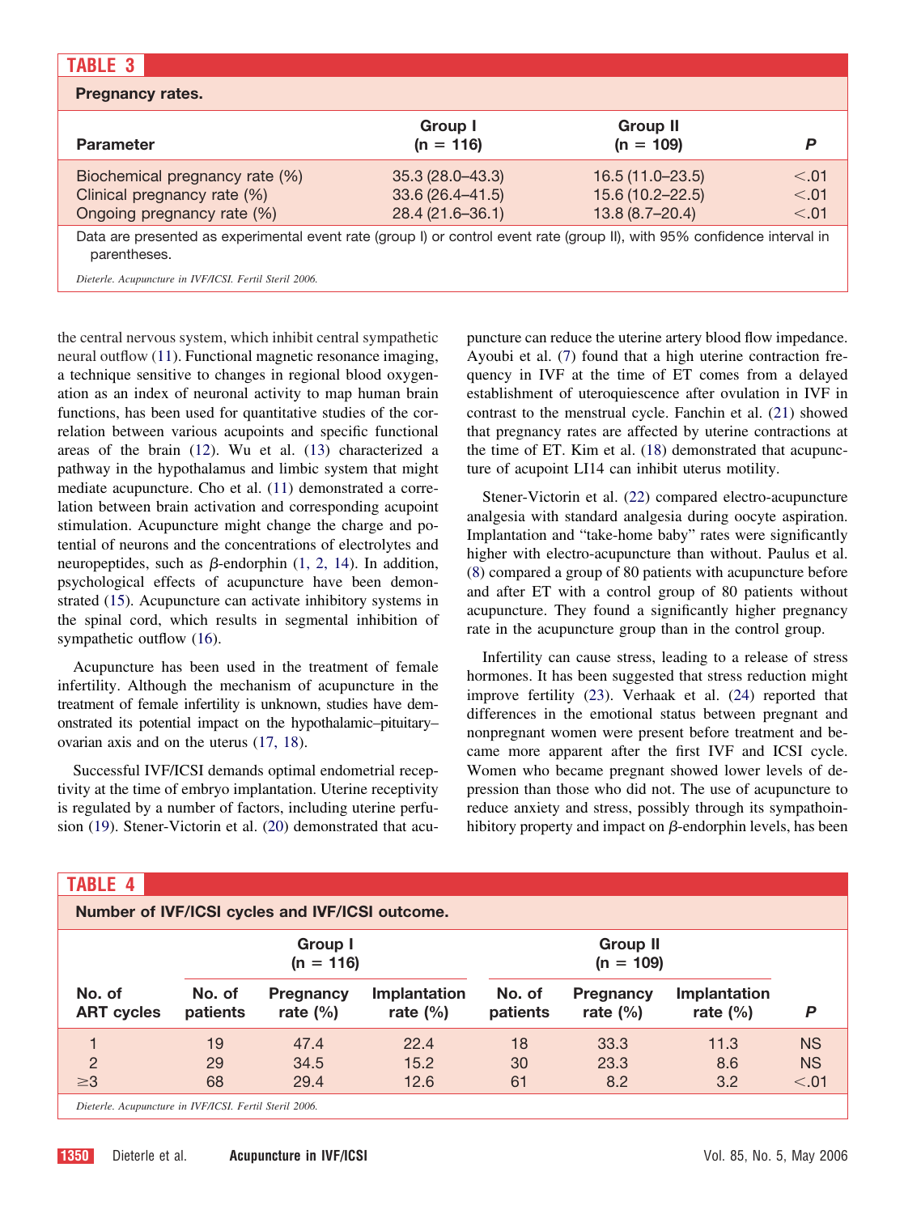**TABLE 3**

**Pregnancy rates.**

| Parameter | Group I (n = 116) | Group II (n = 109) | P |
|---|---|---|---|
| Biochemical pregnancy rate (%) | 35.3 (28.0–43.3) | 16.5 (11.0–23.5) | <.01 |
| Clinical pregnancy rate (%) | 33.6 (26.4–41.5) | 15.6 (10.2–22.5) | <.01 |
| Ongoing pregnancy rate (%) | 28.4 (21.6–36.1) | 13.8 (8.7–20.4) | <.01 |

Data are presented as experimental event rate (group I) or control event rate (group II), with 95% confidence interval in parentheses.

*Dieterle. Acupuncture in IVF/ICSI. Fertil Steril 2006.*

the central nervous system, which inhibit central sympathetic neural outflow (11). Functional magnetic resonance imaging, a technique sensitive to changes in regional blood oxygenation as an index of neuronal activity to map human brain functions, has been used for quantitative studies of the correlation between various acupoints and specific functional areas of the brain (12). Wu et al. (13) characterized a pathway in the hypothalamus and limbic system that might mediate acupuncture. Cho et al. (11) demonstrated a correlation between brain activation and corresponding acupoint stimulation. Acupuncture might change the charge and potential of neurons and the concentrations of electrolytes and neuropeptides, such as $\beta$-endorphin (1, 2, 14). In addition, psychological effects of acupuncture have been demonstrated (15). Acupuncture can activate inhibitory systems in the spinal cord, which results in segmental inhibition of sympathetic outflow (16).

Acupuncture has been used in the treatment of female infertility. Although the mechanism of acupuncture in the treatment of female infertility is unknown, studies have demonstrated its potential impact on the hypothalamic–pituitary–ovarian axis and on the uterus (17, 18).

Successful IVF/ICSI demands optimal endometrial receptivity at the time of embryo implantation. Uterine receptivity is regulated by a number of factors, including uterine perfusion (19). Stener-Victorin et al. (20) demonstrated that acupuncture can reduce the uterine artery blood flow impedance. Ayoubi et al. (7) found that a high uterine contraction frequency in IVF at the time of ET comes from a delayed establishment of uteroquiescence after ovulation in IVF in contrast to the menstrual cycle. Fanchin et al. (21) showed that pregnancy rates are affected by uterine contractions at the time of ET. Kim et al. (18) demonstrated that acupuncture of acupoint LI14 can inhibit uterus motility.

Stener-Victorin et al. (22) compared electro-acupuncture analgesia with standard analgesia during oocyte aspiration. Implantation and "take-home baby" rates were significantly higher with electro-acupuncture than without. Paulus et al. (8) compared a group of 80 patients with acupuncture before and after ET with a control group of 80 patients without acupuncture. They found a significantly higher pregnancy rate in the acupuncture group than in the control group.

Infertility can cause stress, leading to a release of stress hormones. It has been suggested that stress reduction might improve fertility (23). Verhaak et al. (24) reported that differences in the emotional status between pregnant and nonpregnant women were present before treatment and became more apparent after the first IVF and ICSI cycle. Women who became pregnant showed lower levels of depression than those who did not. The use of acupuncture to reduce anxiety and stress, possibly through its sympathoinhibitory property and impact on $\beta$-endorphin levels, has been

**TABLE 4**

**Number of IVF/ICSI cycles and IVF/ICSI outcome.**

| | Group I (n = 116) | | | Group II (n = 109) | | | |
|---|---|---|---|---|---|---|---|
| No. of ART cycles | No. of patients | Pregnancy rate (%) | Implantation rate (%) | No. of patients | Pregnancy rate (%) | Implantation rate (%) | P |
| 1 | 19 | 47.4 | 22.4 | 18 | 33.3 | 11.3 | NS |
| 2 | 29 | 34.5 | 15.2 | 30 | 23.3 | 8.6 | NS |
| ≥3 | 68 | 29.4 | 12.6 | 61 | 8.2 | 3.2 | <.01 |

*Dieterle. Acupuncture in IVF/ICSI. Fertil Steril 2006.*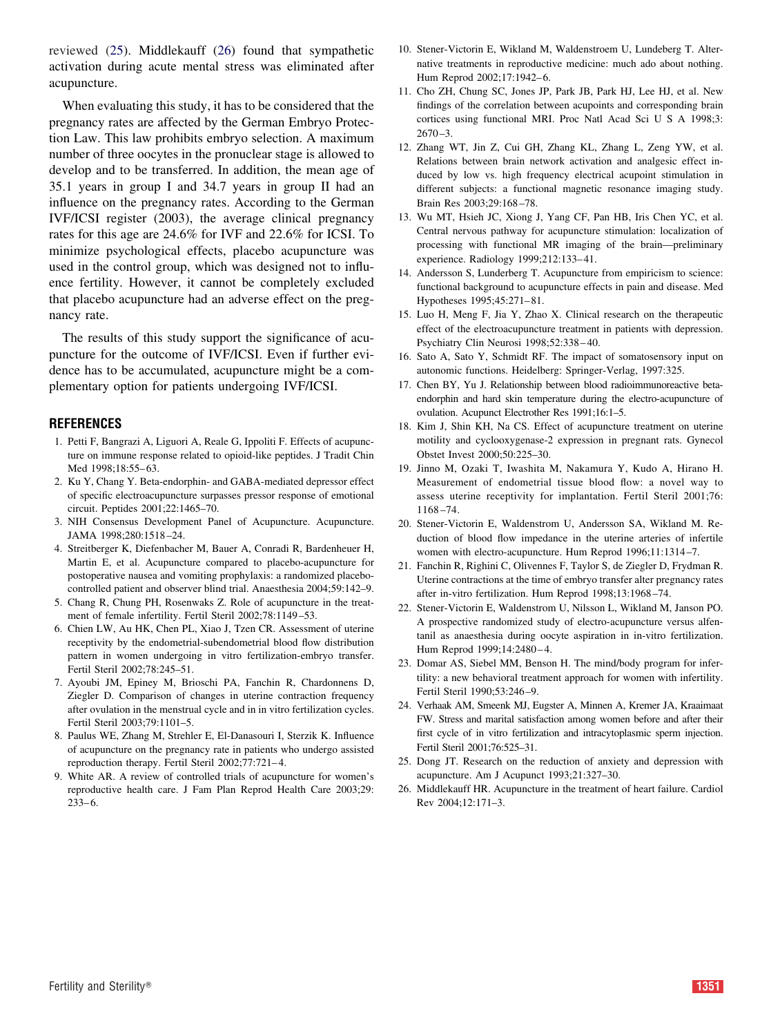reviewed (25). Middlekauff (26) found that sympathetic activation during acute mental stress was eliminated after acupuncture.

When evaluating this study, it has to be considered that the pregnancy rates are affected by the German Embryo Protection Law. This law prohibits embryo selection. A maximum number of three oocytes in the pronuclear stage is allowed to develop and to be transferred. In addition, the mean age of 35.1 years in group I and 34.7 years in group II had an influence on the pregnancy rates. According to the German IVF/ICSI register (2003), the average clinical pregnancy rates for this age are 24.6% for IVF and 22.6% for ICSI. To minimize psychological effects, placebo acupuncture was used in the control group, which was designed not to influence fertility. However, it cannot be completely excluded that placebo acupuncture had an adverse effect on the pregnancy rate.

The results of this study support the significance of acupuncture for the outcome of IVF/ICSI. Even if further evidence has to be accumulated, acupuncture might be a complementary option for patients undergoing IVF/ICSI.

## REFERENCES

1. Petti F, Bangrazi A, Liguori A, Reale G, Ippoliti F. Effects of acupuncture on immune response related to opioid-like peptides. J Tradit Chin Med 1998;18:55–63.
2. Ku Y, Chang Y. Beta-endorphin- and GABA-mediated depressor effect of specific electroacupuncture surpasses pressor response of emotional circuit. Peptides 2001;22:1465–70.
3. NIH Consensus Development Panel of Acupuncture. Acupuncture. JAMA 1998;280:1518–24.
4. Streitberger K, Diefenbacher M, Bauer A, Conradi R, Bardenheuer H, Martin E, et al. Acupuncture compared to placebo-acupuncture for postoperative nausea and vomiting prophylaxis: a randomized placebo-controlled patient and observer blind trial. Anaesthesia 2004;59:142–9.
5. Chang R, Chung PH, Rosenwaks Z. Role of acupuncture in the treatment of female infertility. Fertil Steril 2002;78:1149–53.
6. Chien LW, Au HK, Chen PL, Xiao J, Tzen CR. Assessment of uterine receptivity by the endometrial-subendometrial blood flow distribution pattern in women undergoing in vitro fertilization-embryo transfer. Fertil Steril 2002;78:245–51.
7. Ayoubi JM, Epiney M, Brioschi PA, Fanchin R, Chardonnens D, Ziegler D. Comparison of changes in uterine contraction frequency after ovulation in the menstrual cycle and in in vitro fertilization cycles. Fertil Steril 2003;79:1101–5.
8. Paulus WE, Zhang M, Strehler E, El-Danasouri I, Sterzik K. Influence of acupuncture on the pregnancy rate in patients who undergo assisted reproduction therapy. Fertil Steril 2002;77:721–4.
9. White AR. A review of controlled trials of acupuncture for women's reproductive health care. J Fam Plan Reprod Health Care 2003;29:233–6.
10. Stener-Victorin E, Wikland M, Waldenstroem U, Lundeberg T. Alternative treatments in reproductive medicine: much ado about nothing. Hum Reprod 2002;17:1942–6.
11. Cho ZH, Chung SC, Jones JP, Park JB, Park HJ, Lee HJ, et al. New findings of the correlation between acupoints and corresponding brain cortices using functional MRI. Proc Natl Acad Sci U S A 1998;3:2670–3.
12. Zhang WT, Jin Z, Cui GH, Zhang KL, Zhang L, Zeng YW, et al. Relations between brain network activation and analgesic effect induced by low vs. high frequency electrical acupoint stimulation in different subjects: a functional magnetic resonance imaging study. Brain Res 2003;29:168–78.
13. Wu MT, Hsieh JC, Xiong J, Yang CF, Pan HB, Iris Chen YC, et al. Central nervous pathway for acupuncture stimulation: localization of processing with functional MR imaging of the brain—preliminary experience. Radiology 1999;212:133–41.
14. Andersson S, Lunderberg T. Acupuncture from empiricism to science: functional background to acupuncture effects in pain and disease. Med Hypotheses 1995;45:271–81.
15. Luo H, Meng F, Jia Y, Zhao X. Clinical research on the therapeutic effect of the electroacupuncture treatment in patients with depression. Psychiatry Clin Neurosi 1998;52:338–40.
16. Sato A, Sato Y, Schmidt RF. The impact of somatosensory input on autonomic functions. Heidelberg: Springer-Verlag, 1997:325.
17. Chen BY, Yu J. Relationship between blood radioimmunoreactive beta-endorphin and hard skin temperature during the electro-acupuncture of ovulation. Acupunct Electrother Res 1991;16:1–5.
18. Kim J, Shin KH, Na CS. Effect of acupuncture treatment on uterine motility and cyclooxygenase-2 expression in pregnant rats. Gynecol Obstet Invest 2000;50:225–30.
19. Jinno M, Ozaki T, Iwashita M, Nakamura Y, Kudo A, Hirano H. Measurement of endometrial tissue blood flow: a novel way to assess uterine receptivity for implantation. Fertil Steril 2001;76:1168–74.
20. Stener-Victorin E, Waldenstrom U, Andersson SA, Wikland M. Reduction of blood flow impedance in the uterine arteries of infertile women with electro-acupuncture. Hum Reprod 1996;11:1314–7.
21. Fanchin R, Righini C, Olivennes F, Taylor S, de Ziegler D, Frydman R. Uterine contractions at the time of embryo transfer alter pregnancy rates after in-vitro fertilization. Hum Reprod 1998;13:1968–74.
22. Stener-Victorin E, Waldenstrom U, Nilsson L, Wikland M, Janson PO. A prospective randomized study of electro-acupuncture versus alfentanil as anaesthesia during oocyte aspiration in in-vitro fertilization. Hum Reprod 1999;14:2480–4.
23. Domar AS, Siebel MM, Benson H. The mind/body program for infertility: a new behavioral treatment approach for women with infertility. Fertil Steril 1990;53:246–9.
24. Verhaak AM, Smeenk MJ, Eugster A, Minnen A, Kremer JA, Kraaimaat FW. Stress and marital satisfaction among women before and after their first cycle of in vitro fertilization and intracytoplasmic sperm injection. Fertil Steril 2001;76:525–31.
25. Dong JT. Research on the reduction of anxiety and depression with acupuncture. Am J Acupunct 1993;21:327–30.
26. Middlekauff HR. Acupuncture in the treatment of heart failure. Cardiol Rev 2004;12:171–3.